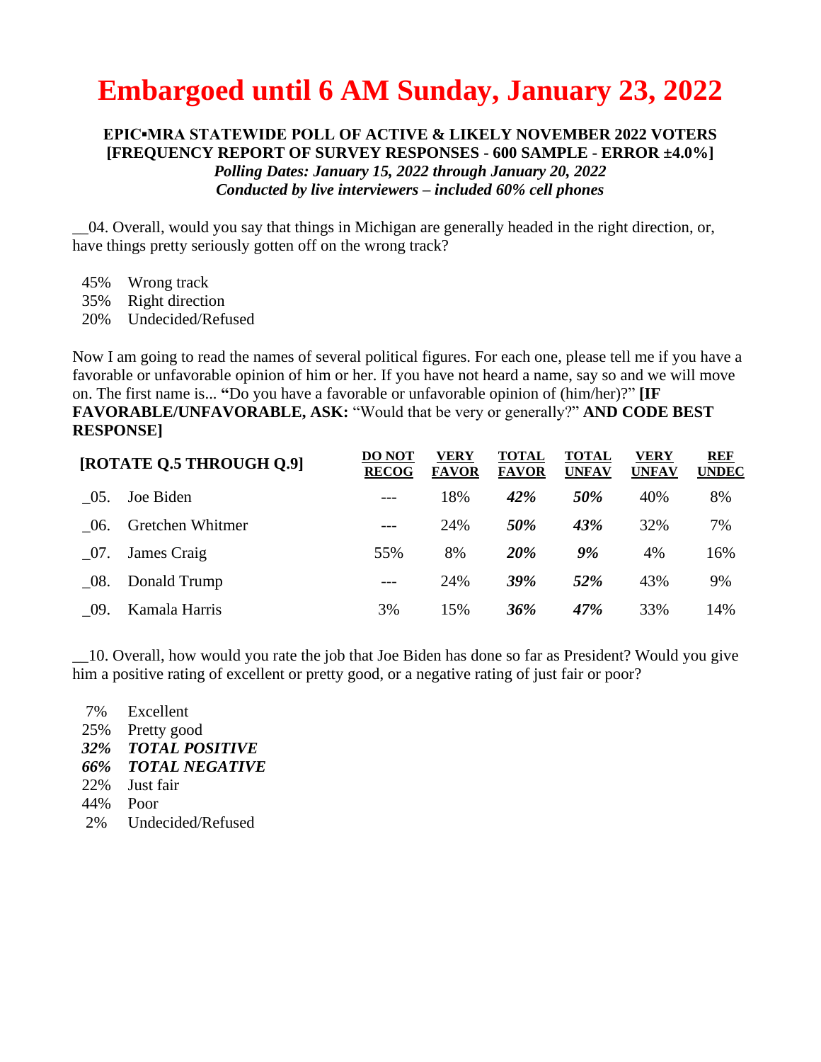# Embargoed until 6 AM Sunday, January 23, 2022

**EPIC▪MRA STATEWIDE POLL OF ACTIVE & LIKELY NOVEMBER 2022 VOTERS**
**[FREQUENCY REPORT OF SURVEY RESPONSES - 600 SAMPLE - ERROR ±4.0%]**
***Polling Dates: January 15, 2022 through January 20, 2022***
***Conducted by live interviewers – included 60% cell phones***

__04. Overall, would you say that things in Michigan are generally headed in the right direction, or, have things pretty seriously gotten off on the wrong track?

45% Wrong track
35% Right direction
20% Undecided/Refused

Now I am going to read the names of several political figures. For each one, please tell me if you have a favorable or unfavorable opinion of him or her. If you have not heard a name, say so and we will move on. The first name is... **"**Do you have a favorable or unfavorable opinion of (him/her)?" **[IF FAVORABLE/UNFAVORABLE, ASK:** "Would that be very or generally?" **AND CODE BEST RESPONSE]**

| **[ROTATE Q.5 THROUGH Q.9]** | | DO NOT RECOG | VERY FAVOR | TOTAL FAVOR | TOTAL UNFAV | VERY UNFAV | REF UNDEC |
|---|---|---|---|---|---|---|---|
| _05. | Joe Biden | --- | 18% | ***42%*** | ***50%*** | 40% | 8% |
| _06. | Gretchen Whitmer | --- | 24% | ***50%*** | ***43%*** | 32% | 7% |
| _07. | James Craig | 55% | 8% | ***20%*** | ***9%*** | 4% | 16% |
| _08. | Donald Trump | --- | 24% | ***39%*** | ***52%*** | 43% | 9% |
| _09. | Kamala Harris | 3% | 15% | ***36%*** | ***47%*** | 33% | 14% |

__10. Overall, how would you rate the job that Joe Biden has done so far as President? Would you give him a positive rating of excellent or pretty good, or a negative rating of just fair or poor?

7% Excellent
25% Pretty good
***32% TOTAL POSITIVE***
***66% TOTAL NEGATIVE***
22% Just fair
44% Poor
2% Undecided/Refused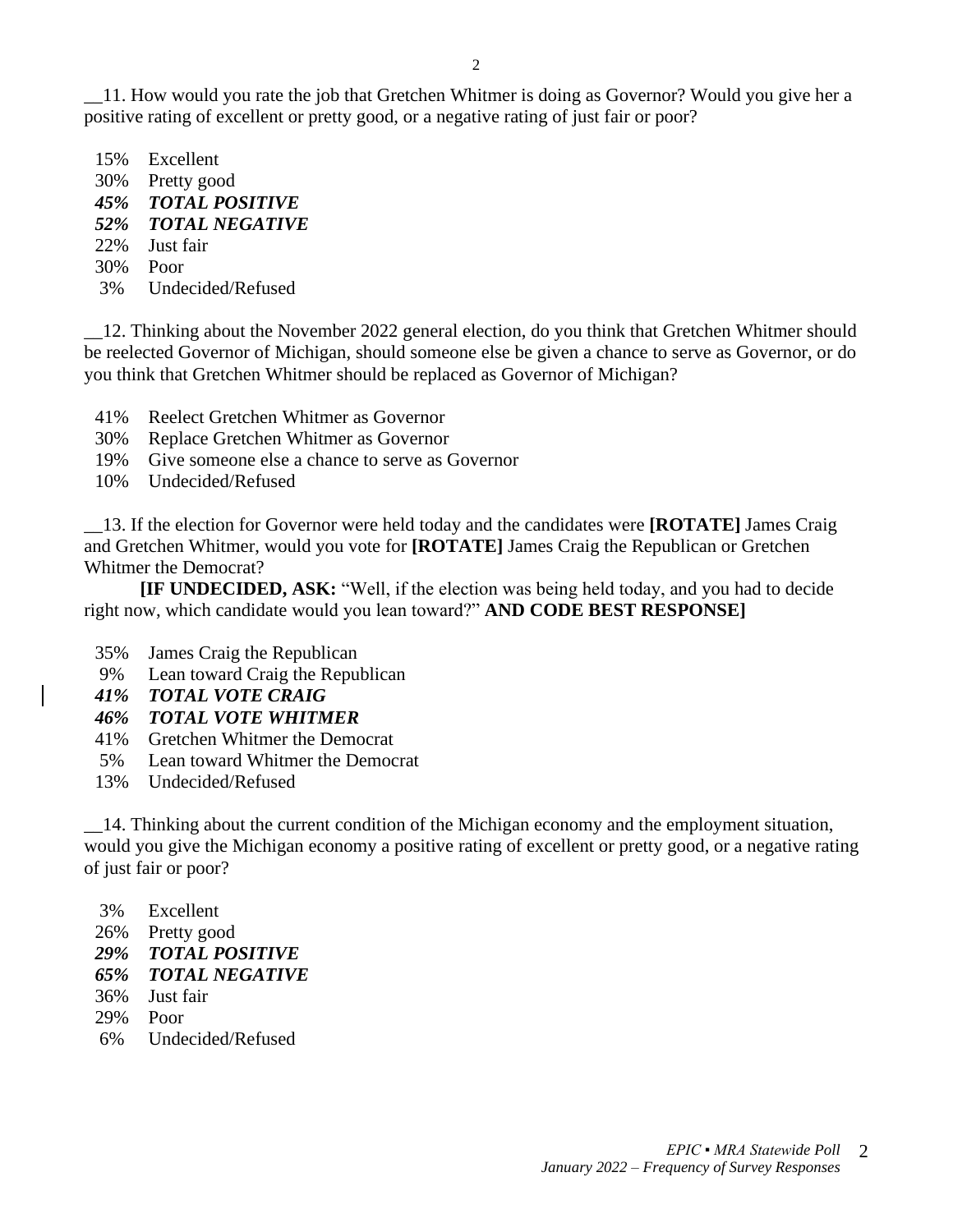__11. How would you rate the job that Gretchen Whitmer is doing as Governor? Would you give her a positive rating of excellent or pretty good, or a negative rating of just fair or poor?

15% Excellent
30% Pretty good
***45% TOTAL POSITIVE***
***52% TOTAL NEGATIVE***
22% Just fair
30% Poor
3% Undecided/Refused

__12. Thinking about the November 2022 general election, do you think that Gretchen Whitmer should be reelected Governor of Michigan, should someone else be given a chance to serve as Governor, or do you think that Gretchen Whitmer should be replaced as Governor of Michigan?

41% Reelect Gretchen Whitmer as Governor
30% Replace Gretchen Whitmer as Governor
19% Give someone else a chance to serve as Governor
10% Undecided/Refused

__13. If the election for Governor were held today and the candidates were **[ROTATE]** James Craig and Gretchen Whitmer, would you vote for **[ROTATE]** James Craig the Republican or Gretchen Whitmer the Democrat?

**[IF UNDECIDED, ASK:** "Well, if the election was being held today, and you had to decide right now, which candidate would you lean toward?" **AND CODE BEST RESPONSE]**

35% James Craig the Republican
9% Lean toward Craig the Republican
***41% TOTAL VOTE CRAIG***
***46% TOTAL VOTE WHITMER***
41% Gretchen Whitmer the Democrat
5% Lean toward Whitmer the Democrat
13% Undecided/Refused

__14. Thinking about the current condition of the Michigan economy and the employment situation, would you give the Michigan economy a positive rating of excellent or pretty good, or a negative rating of just fair or poor?

3% Excellent
26% Pretty good
***29% TOTAL POSITIVE***
***65% TOTAL NEGATIVE***
36% Just fair
29% Poor
6% Undecided/Refused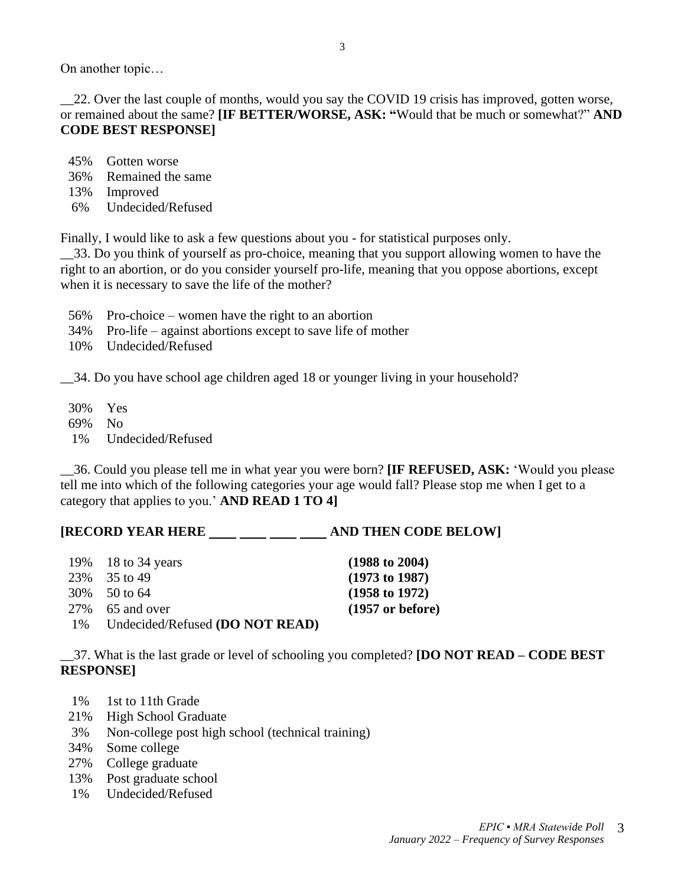On another topic…

__22. Over the last couple of months, would you say the COVID 19 crisis has improved, gotten worse, or remained about the same? **[IF BETTER/WORSE, ASK: "**Would that be much or somewhat?" **AND CODE BEST RESPONSE]**

45% Gotten worse
36% Remained the same
13% Improved
6% Undecided/Refused

Finally, I would like to ask a few questions about you - for statistical purposes only.

__33. Do you think of yourself as pro-choice, meaning that you support allowing women to have the right to an abortion, or do you consider yourself pro-life, meaning that you oppose abortions, except when it is necessary to save the life of the mother?

56% Pro-choice – women have the right to an abortion
34% Pro-life – against abortions except to save life of mother
10% Undecided/Refused

__34. Do you have school age children aged 18 or younger living in your household?

30% Yes
69% No
1% Undecided/Refused

__36. Could you please tell me in what year you were born? **[IF REFUSED, ASK:** 'Would you please tell me into which of the following categories your age would fall? Please stop me when I get to a category that applies to you.' **AND READ 1 TO 4]**

**[RECORD YEAR HERE ____ ____ ____ ____ AND THEN CODE BELOW]**

| | | |
|---|---|---|
| 19% | 18 to 34 years | **(1988 to 2004)** |
| 23% | 35 to 49 | **(1973 to 1987)** |
| 30% | 50 to 64 | **(1958 to 1972)** |
| 27% | 65 and over | **(1957 or before)** |
| 1% | Undecided/Refused **(DO NOT READ)** | |

__37. What is the last grade or level of schooling you completed? **[DO NOT READ – CODE BEST RESPONSE]**

1% 1st to 11th Grade
21% High School Graduate
3% Non-college post high school (technical training)
34% Some college
27% College graduate
13% Post graduate school
1% Undecided/Refused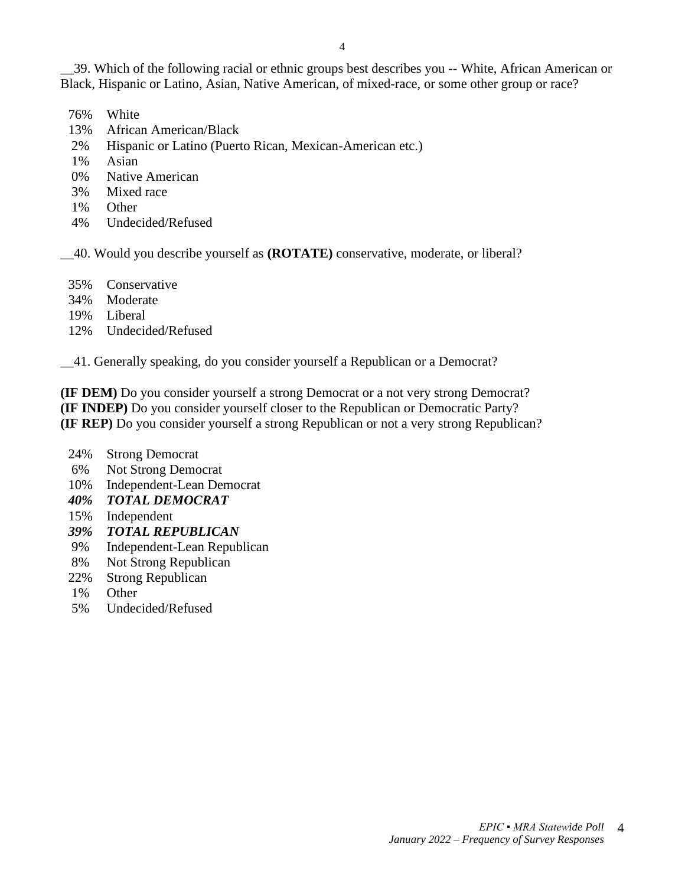__39. Which of the following racial or ethnic groups best describes you -- White, African American or Black, Hispanic or Latino, Asian, Native American, of mixed-race, or some other group or race?

| | |
|---|---|
| 76% | White |
| 13% | African American/Black |
| 2% | Hispanic or Latino (Puerto Rican, Mexican-American etc.) |
| 1% | Asian |
| 0% | Native American |
| 3% | Mixed race |
| 1% | Other |
| 4% | Undecided/Refused |

__40. Would you describe yourself as **(ROTATE)** conservative, moderate, or liberal?

| | |
|---|---|
| 35% | Conservative |
| 34% | Moderate |
| 19% | Liberal |
| 12% | Undecided/Refused |

__41. Generally speaking, do you consider yourself a Republican or a Democrat?

**(IF DEM)** Do you consider yourself a strong Democrat or a not very strong Democrat?
**(IF INDEP)** Do you consider yourself closer to the Republican or Democratic Party?
**(IF REP)** Do you consider yourself a strong Republican or not a very strong Republican?

| | |
|---|---|
| 24% | Strong Democrat |
| 6% | Not Strong Democrat |
| 10% | Independent-Lean Democrat |
| ***40%*** | ***TOTAL DEMOCRAT*** |
| 15% | Independent |
| ***39%*** | ***TOTAL REPUBLICAN*** |
| 9% | Independent-Lean Republican |
| 8% | Not Strong Republican |
| 22% | Strong Republican |
| 1% | Other |
| 5% | Undecided/Refused |